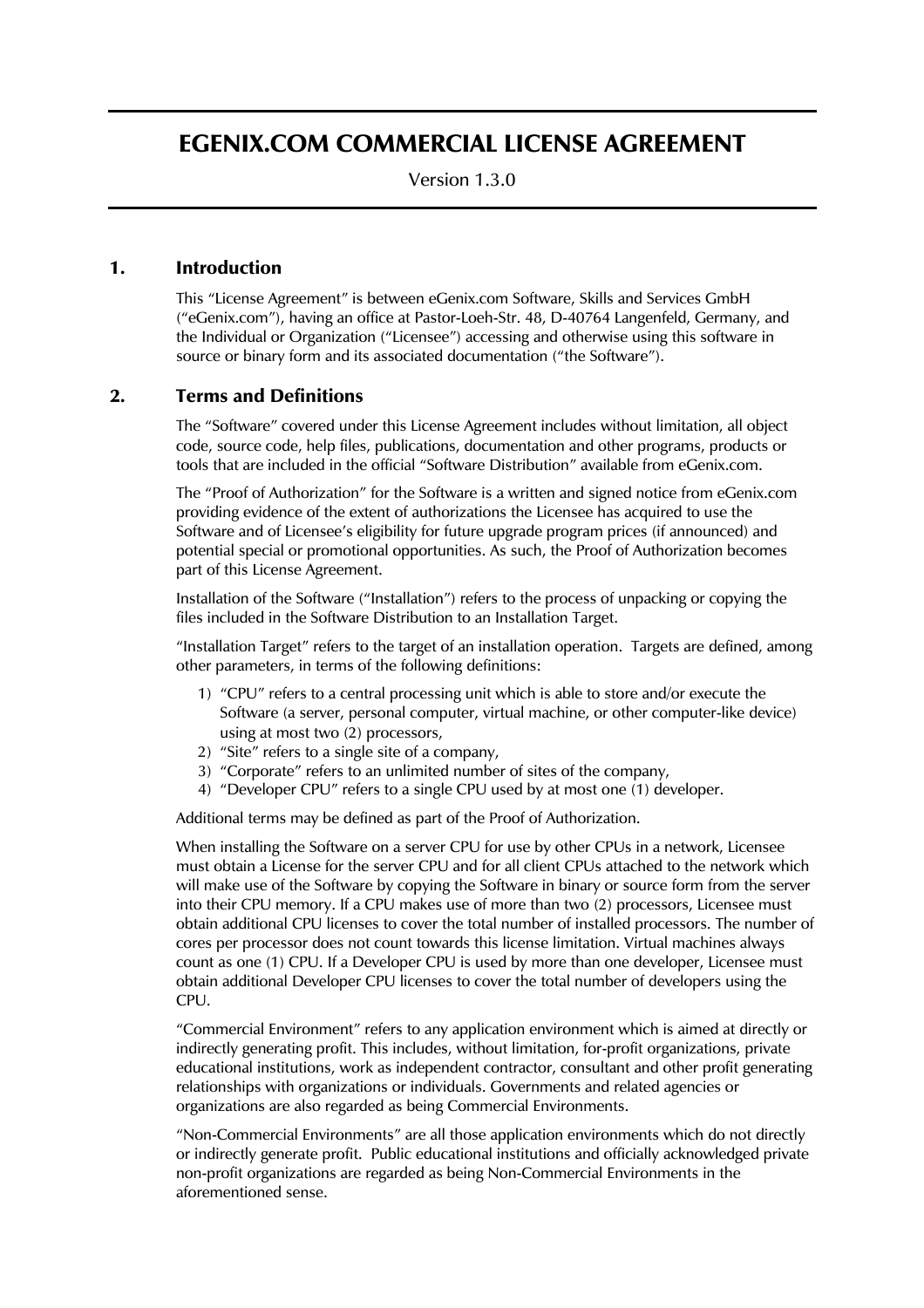# EGENIX.COM COMMERCIAL LICENSE AGREEMENT

Version 1.3.0

## 1. Introduction

This "License Agreement" is between eGenix.com Software, Skills and Services GmbH ("eGenix.com"), having an office at Pastor-Loeh-Str. 48, D-40764 Langenfeld, Germany, and the Individual or Organization ("Licensee") accessing and otherwise using this software in source or binary form and its associated documentation ("the Software").

## 2. Terms and Definitions

The "Software" covered under this License Agreement includes without limitation, all object code, source code, help files, publications, documentation and other programs, products or tools that are included in the official "Software Distribution" available from eGenix.com.

The "Proof of Authorization" for the Software is a written and signed notice from eGenix.com providing evidence of the extent of authorizations the Licensee has acquired to use the Software and of Licensee's eligibility for future upgrade program prices (if announced) and potential special or promotional opportunities. As such, the Proof of Authorization becomes part of this License Agreement.

Installation of the Software ("Installation") refers to the process of unpacking or copying the files included in the Software Distribution to an Installation Target.

"Installation Target" refers to the target of an installation operation. Targets are defined, among other parameters, in terms of the following definitions:

1) "CPU" refers to a central processing unit which is able to store and/or execute the Software (a server, personal computer, virtual machine, or other computer-like device) using at most two (2) processors,
2) "Site" refers to a single site of a company,
3) "Corporate" refers to an unlimited number of sites of the company,
4) "Developer CPU" refers to a single CPU used by at most one (1) developer.

Additional terms may be defined as part of the Proof of Authorization.

When installing the Software on a server CPU for use by other CPUs in a network, Licensee must obtain a License for the server CPU and for all client CPUs attached to the network which will make use of the Software by copying the Software in binary or source form from the server into their CPU memory. If a CPU makes use of more than two (2) processors, Licensee must obtain additional CPU licenses to cover the total number of installed processors. The number of cores per processor does not count towards this license limitation. Virtual machines always count as one (1) CPU. If a Developer CPU is used by more than one developer, Licensee must obtain additional Developer CPU licenses to cover the total number of developers using the CPU.

"Commercial Environment" refers to any application environment which is aimed at directly or indirectly generating profit. This includes, without limitation, for-profit organizations, private educational institutions, work as independent contractor, consultant and other profit generating relationships with organizations or individuals. Governments and related agencies or organizations are also regarded as being Commercial Environments.

"Non-Commercial Environments" are all those application environments which do not directly or indirectly generate profit. Public educational institutions and officially acknowledged private non-profit organizations are regarded as being Non-Commercial Environments in the aforementioned sense.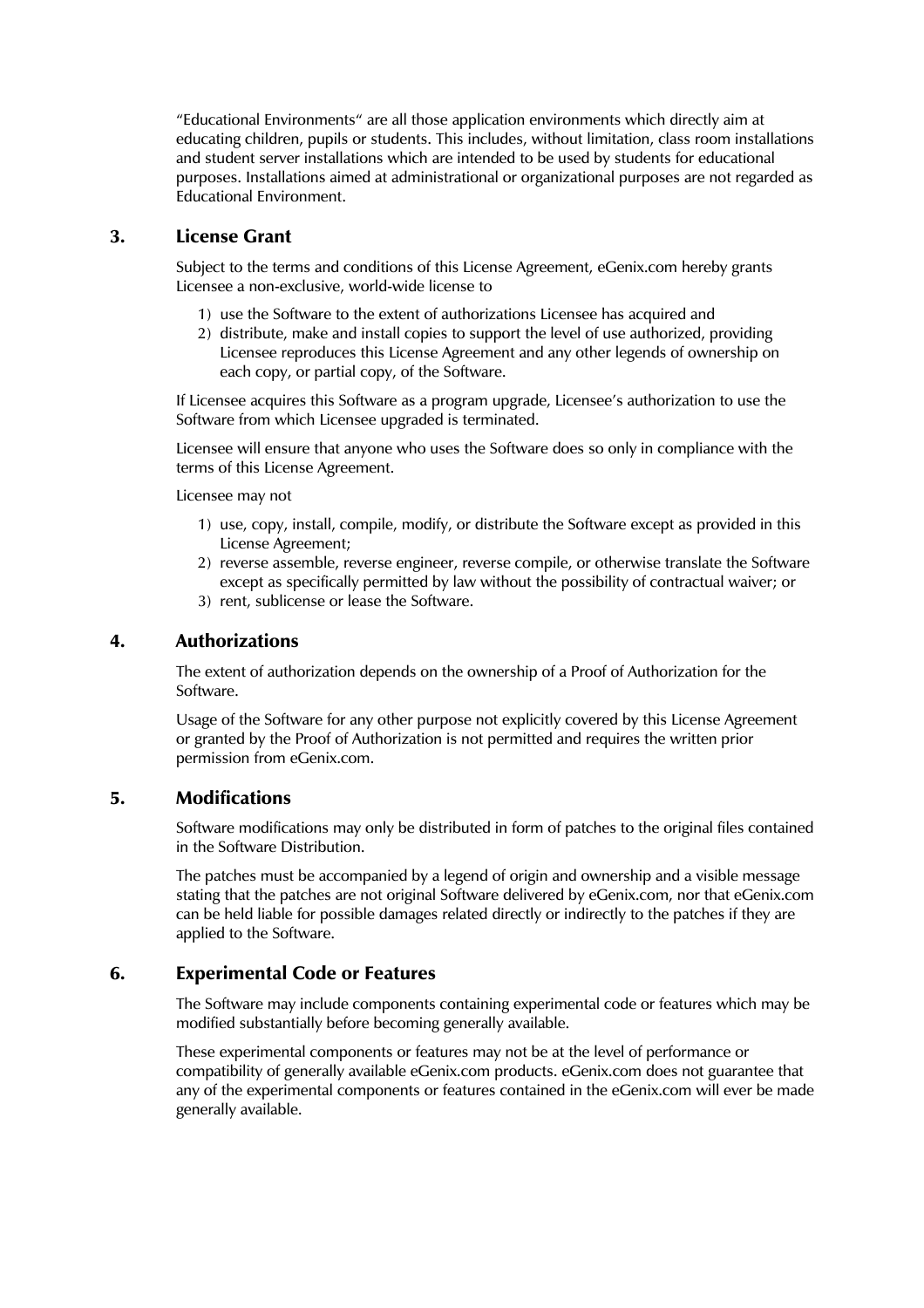"Educational Environments" are all those application environments which directly aim at educating children, pupils or students. This includes, without limitation, class room installations and student server installations which are intended to be used by students for educational purposes. Installations aimed at administrational or organizational purposes are not regarded as Educational Environment.

## 3. License Grant

Subject to the terms and conditions of this License Agreement, eGenix.com hereby grants Licensee a non-exclusive, world-wide license to

1) use the Software to the extent of authorizations Licensee has acquired and
2) distribute, make and install copies to support the level of use authorized, providing Licensee reproduces this License Agreement and any other legends of ownership on each copy, or partial copy, of the Software.

If Licensee acquires this Software as a program upgrade, Licensee's authorization to use the Software from which Licensee upgraded is terminated.

Licensee will ensure that anyone who uses the Software does so only in compliance with the terms of this License Agreement.

Licensee may not

1) use, copy, install, compile, modify, or distribute the Software except as provided in this License Agreement;
2) reverse assemble, reverse engineer, reverse compile, or otherwise translate the Software except as specifically permitted by law without the possibility of contractual waiver; or
3) rent, sublicense or lease the Software.

## 4. Authorizations

The extent of authorization depends on the ownership of a Proof of Authorization for the Software.

Usage of the Software for any other purpose not explicitly covered by this License Agreement or granted by the Proof of Authorization is not permitted and requires the written prior permission from eGenix.com.

## 5. Modifications

Software modifications may only be distributed in form of patches to the original files contained in the Software Distribution.

The patches must be accompanied by a legend of origin and ownership and a visible message stating that the patches are not original Software delivered by eGenix.com, nor that eGenix.com can be held liable for possible damages related directly or indirectly to the patches if they are applied to the Software.

## 6. Experimental Code or Features

The Software may include components containing experimental code or features which may be modified substantially before becoming generally available.

These experimental components or features may not be at the level of performance or compatibility of generally available eGenix.com products. eGenix.com does not guarantee that any of the experimental components or features contained in the eGenix.com will ever be made generally available.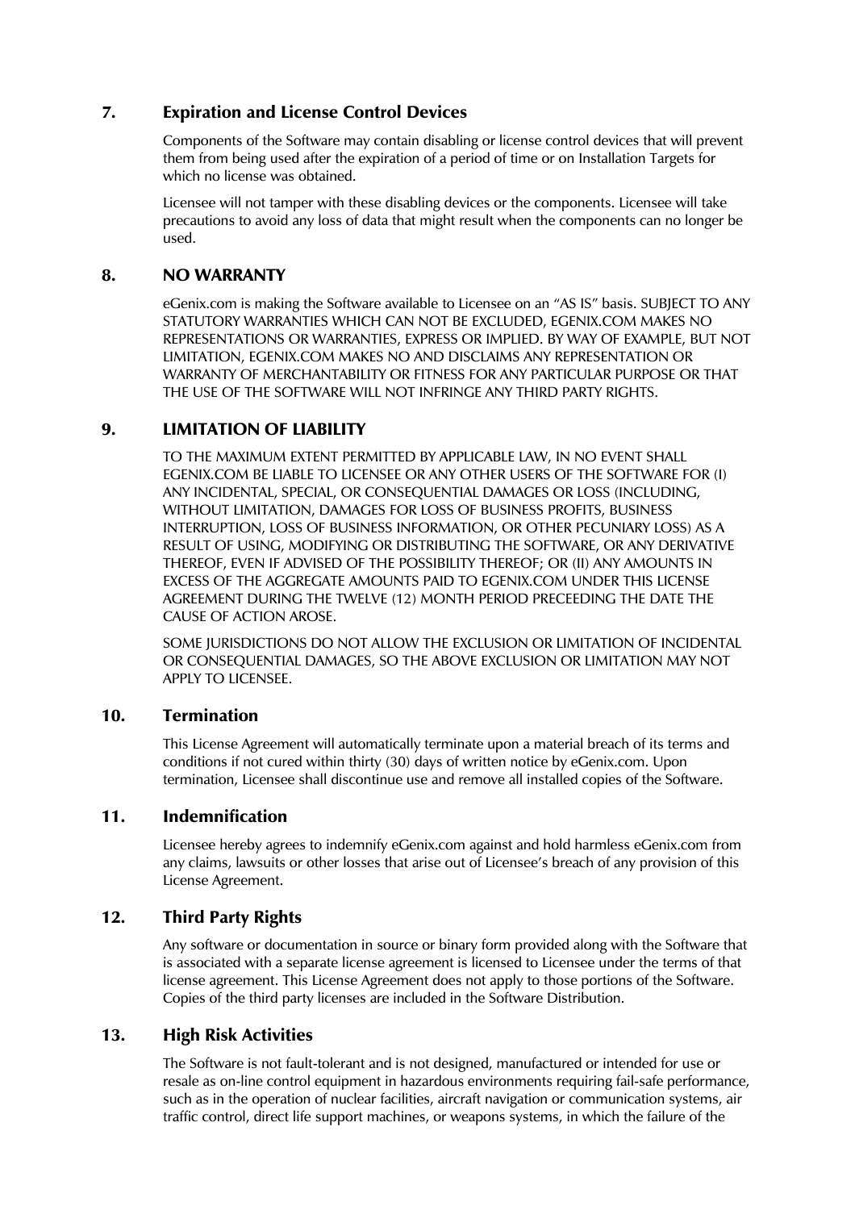## 7. Expiration and License Control Devices

Components of the Software may contain disabling or license control devices that will prevent them from being used after the expiration of a period of time or on Installation Targets for which no license was obtained.

Licensee will not tamper with these disabling devices or the components. Licensee will take precautions to avoid any loss of data that might result when the components can no longer be used.

## 8. NO WARRANTY

eGenix.com is making the Software available to Licensee on an "AS IS" basis. SUBJECT TO ANY STATUTORY WARRANTIES WHICH CAN NOT BE EXCLUDED, EGENIX.COM MAKES NO REPRESENTATIONS OR WARRANTIES, EXPRESS OR IMPLIED. BY WAY OF EXAMPLE, BUT NOT LIMITATION, EGENIX.COM MAKES NO AND DISCLAIMS ANY REPRESENTATION OR WARRANTY OF MERCHANTABILITY OR FITNESS FOR ANY PARTICULAR PURPOSE OR THAT THE USE OF THE SOFTWARE WILL NOT INFRINGE ANY THIRD PARTY RIGHTS.

## 9. LIMITATION OF LIABILITY

TO THE MAXIMUM EXTENT PERMITTED BY APPLICABLE LAW, IN NO EVENT SHALL EGENIX.COM BE LIABLE TO LICENSEE OR ANY OTHER USERS OF THE SOFTWARE FOR (I) ANY INCIDENTAL, SPECIAL, OR CONSEQUENTIAL DAMAGES OR LOSS (INCLUDING, WITHOUT LIMITATION, DAMAGES FOR LOSS OF BUSINESS PROFITS, BUSINESS INTERRUPTION, LOSS OF BUSINESS INFORMATION, OR OTHER PECUNIARY LOSS) AS A RESULT OF USING, MODIFYING OR DISTRIBUTING THE SOFTWARE, OR ANY DERIVATIVE THEREOF, EVEN IF ADVISED OF THE POSSIBILITY THEREOF; OR (II) ANY AMOUNTS IN EXCESS OF THE AGGREGATE AMOUNTS PAID TO EGENIX.COM UNDER THIS LICENSE AGREEMENT DURING THE TWELVE (12) MONTH PERIOD PRECEEDING THE DATE THE CAUSE OF ACTION AROSE.

SOME JURISDICTIONS DO NOT ALLOW THE EXCLUSION OR LIMITATION OF INCIDENTAL OR CONSEQUENTIAL DAMAGES, SO THE ABOVE EXCLUSION OR LIMITATION MAY NOT APPLY TO LICENSEE.

## 10. Termination

This License Agreement will automatically terminate upon a material breach of its terms and conditions if not cured within thirty (30) days of written notice by eGenix.com. Upon termination, Licensee shall discontinue use and remove all installed copies of the Software.

## 11. Indemnification

Licensee hereby agrees to indemnify eGenix.com against and hold harmless eGenix.com from any claims, lawsuits or other losses that arise out of Licensee's breach of any provision of this License Agreement.

## 12. Third Party Rights

Any software or documentation in source or binary form provided along with the Software that is associated with a separate license agreement is licensed to Licensee under the terms of that license agreement. This License Agreement does not apply to those portions of the Software. Copies of the third party licenses are included in the Software Distribution.

## 13. High Risk Activities

The Software is not fault-tolerant and is not designed, manufactured or intended for use or resale as on-line control equipment in hazardous environments requiring fail-safe performance, such as in the operation of nuclear facilities, aircraft navigation or communication systems, air traffic control, direct life support machines, or weapons systems, in which the failure of the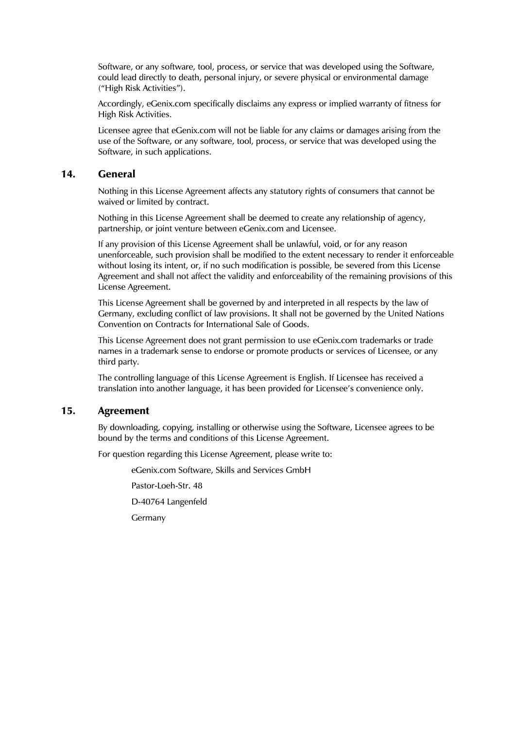Software, or any software, tool, process, or service that was developed using the Software, could lead directly to death, personal injury, or severe physical or environmental damage ("High Risk Activities").

Accordingly, eGenix.com specifically disclaims any express or implied warranty of fitness for High Risk Activities.

Licensee agree that eGenix.com will not be liable for any claims or damages arising from the use of the Software, or any software, tool, process, or service that was developed using the Software, in such applications.

## 14. General

Nothing in this License Agreement affects any statutory rights of consumers that cannot be waived or limited by contract.

Nothing in this License Agreement shall be deemed to create any relationship of agency, partnership, or joint venture between eGenix.com and Licensee.

If any provision of this License Agreement shall be unlawful, void, or for any reason unenforceable, such provision shall be modified to the extent necessary to render it enforceable without losing its intent, or, if no such modification is possible, be severed from this License Agreement and shall not affect the validity and enforceability of the remaining provisions of this License Agreement.

This License Agreement shall be governed by and interpreted in all respects by the law of Germany, excluding conflict of law provisions. It shall not be governed by the United Nations Convention on Contracts for International Sale of Goods.

This License Agreement does not grant permission to use eGenix.com trademarks or trade names in a trademark sense to endorse or promote products or services of Licensee, or any third party.

The controlling language of this License Agreement is English. If Licensee has received a translation into another language, it has been provided for Licensee's convenience only.

## 15. Agreement

By downloading, copying, installing or otherwise using the Software, Licensee agrees to be bound by the terms and conditions of this License Agreement.

For question regarding this License Agreement, please write to:

eGenix.com Software, Skills and Services GmbH

Pastor-Loeh-Str. 48

D-40764 Langenfeld

Germany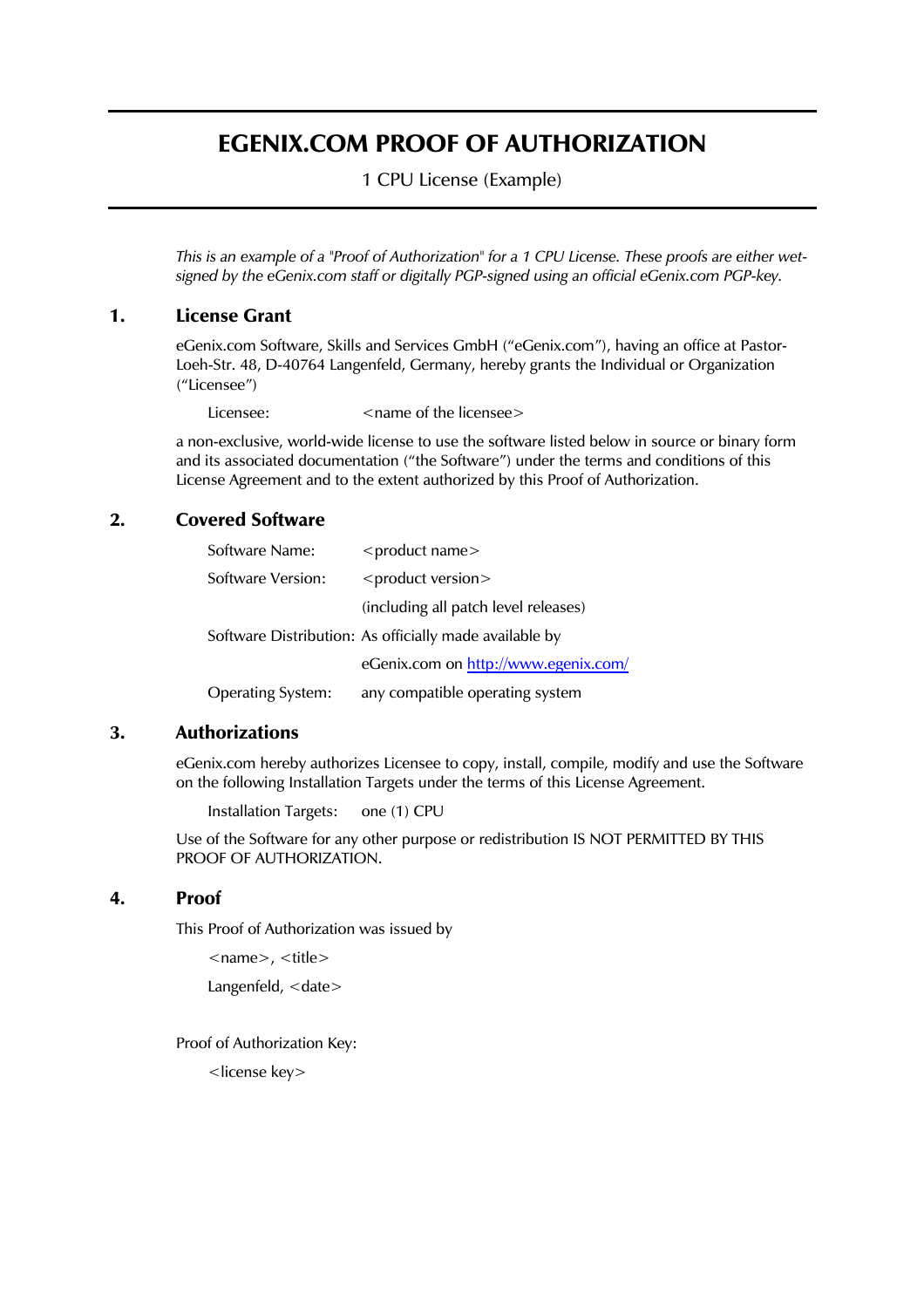# EGENIX.COM PROOF OF AUTHORIZATION

1 CPU License (Example)

*This is an example of a "Proof of Authorization" for a 1 CPU License. These proofs are either wet-signed by the eGenix.com staff or digitally PGP-signed using an official eGenix.com PGP-key.*

## 1. License Grant

eGenix.com Software, Skills and Services GmbH ("eGenix.com"), having an office at Pastor-Loeh-Str. 48, D-40764 Langenfeld, Germany, hereby grants the Individual or Organization ("Licensee")

Licensee: <name of the licensee>

a non-exclusive, world-wide license to use the software listed below in source or binary form and its associated documentation ("the Software") under the terms and conditions of this License Agreement and to the extent authorized by this Proof of Authorization.

## 2. Covered Software

Software Name: <product name>

Software Version: <product version>
(including all patch level releases)

Software Distribution: As officially made available by
eGenix.com on [http://www.egenix.com/](http://www.egenix.com/)

Operating System: any compatible operating system

## 3. Authorizations

eGenix.com hereby authorizes Licensee to copy, install, compile, modify and use the Software on the following Installation Targets under the terms of this License Agreement.

Installation Targets: one (1) CPU

Use of the Software for any other purpose or redistribution IS NOT PERMITTED BY THIS PROOF OF AUTHORIZATION.

## 4. Proof

This Proof of Authorization was issued by

<name>, <title>

Langenfeld, <date>

Proof of Authorization Key:

<license key>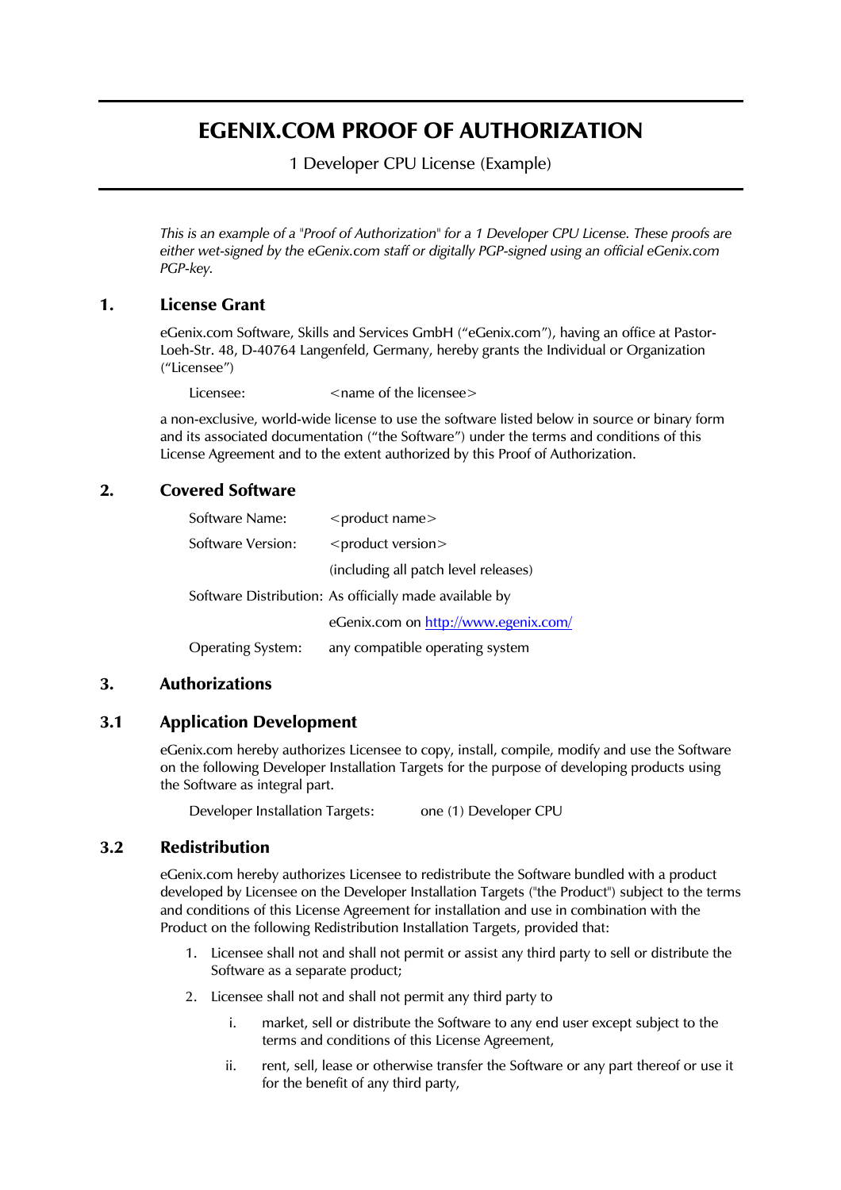# EGENIX.COM PROOF OF AUTHORIZATION

1 Developer CPU License (Example)

*This is an example of a "Proof of Authorization" for a 1 Developer CPU License. These proofs are either wet-signed by the eGenix.com staff or digitally PGP-signed using an official eGenix.com PGP-key.*

## 1. License Grant

eGenix.com Software, Skills and Services GmbH ("eGenix.com"), having an office at Pastor-Loeh-Str. 48, D-40764 Langenfeld, Germany, hereby grants the Individual or Organization ("Licensee")

Licensee: <name of the licensee>

a non-exclusive, world-wide license to use the software listed below in source or binary form and its associated documentation ("the Software") under the terms and conditions of this License Agreement and to the extent authorized by this Proof of Authorization.

## 2. Covered Software

| | |
|---|---|
| Software Name: | <product name> |
| Software Version: | <product version> |
| | (including all patch level releases) |
| Software Distribution: | As officially made available by |
| | eGenix.com on http://www.egenix.com/ |
| Operating System: | any compatible operating system |

## 3. Authorizations

### 3.1 Application Development

eGenix.com hereby authorizes Licensee to copy, install, compile, modify and use the Software on the following Developer Installation Targets for the purpose of developing products using the Software as integral part.

Developer Installation Targets: one (1) Developer CPU

### 3.2 Redistribution

eGenix.com hereby authorizes Licensee to redistribute the Software bundled with a product developed by Licensee on the Developer Installation Targets ("the Product") subject to the terms and conditions of this License Agreement for installation and use in combination with the Product on the following Redistribution Installation Targets, provided that:

1. Licensee shall not and shall not permit or assist any third party to sell or distribute the Software as a separate product;
2. Licensee shall not and shall not permit any third party to
   i. market, sell or distribute the Software to any end user except subject to the terms and conditions of this License Agreement,
   ii. rent, sell, lease or otherwise transfer the Software or any part thereof or use it for the benefit of any third party,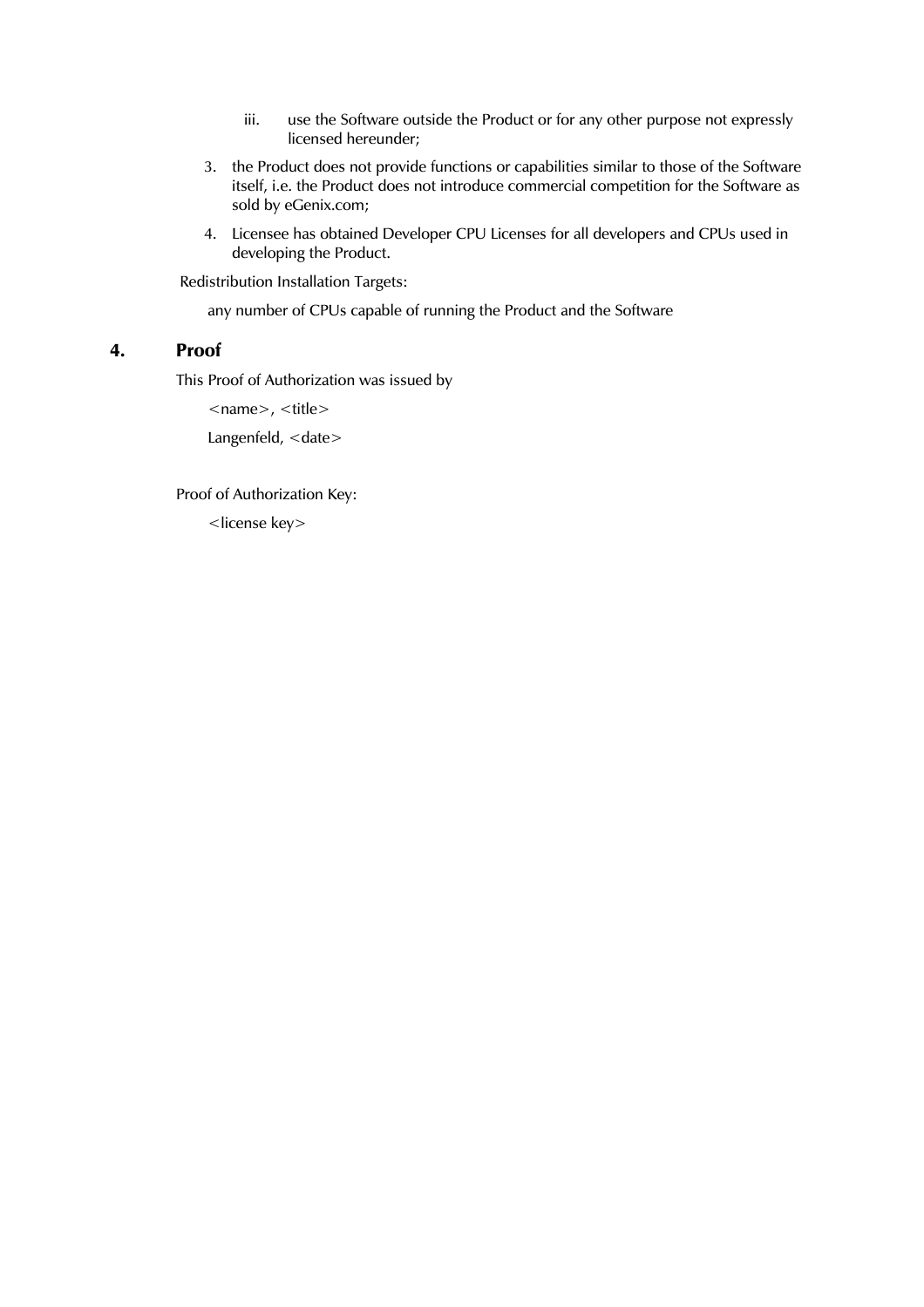iii. use the Software outside the Product or for any other purpose not expressly licensed hereunder;

3. the Product does not provide functions or capabilities similar to those of the Software itself, i.e. the Product does not introduce commercial competition for the Software as sold by eGenix.com;
4. Licensee has obtained Developer CPU Licenses for all developers and CPUs used in developing the Product.

Redistribution Installation Targets:

any number of CPUs capable of running the Product and the Software

## 4. Proof

This Proof of Authorization was issued by

<name>, <title>

Langenfeld, <date>

Proof of Authorization Key:

<license key>